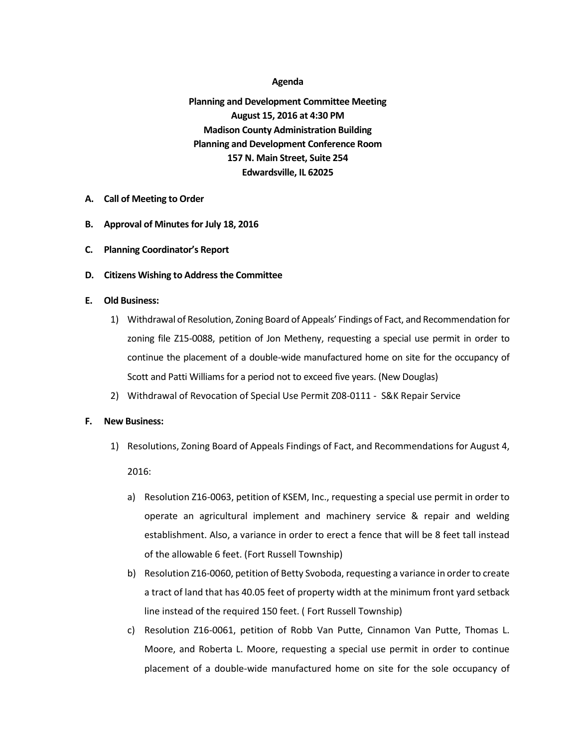**Agenda**

**Planning and Development Committee Meeting**
**August 15, 2016 at 4:30 PM**
**Madison County Administration Building**
**Planning and Development Conference Room**
**157 N. Main Street, Suite 254**
**Edwardsville, IL 62025**

**A. Call of Meeting to Order**

**B. Approval of Minutes for July 18, 2016**

**C. Planning Coordinator's Report**

**D. Citizens Wishing to Address the Committee**

**E. Old Business:**

1) Withdrawal of Resolution, Zoning Board of Appeals' Findings of Fact, and Recommendation for zoning file Z15-0088, petition of Jon Metheny, requesting a special use permit in order to continue the placement of a double-wide manufactured home on site for the occupancy of Scott and Patti Williams for a period not to exceed five years. (New Douglas)
2) Withdrawal of Revocation of Special Use Permit Z08-0111 - S&K Repair Service

**F. New Business:**

1) Resolutions, Zoning Board of Appeals Findings of Fact, and Recommendations for August 4, 2016:

   a) Resolution Z16-0063, petition of KSEM, Inc., requesting a special use permit in order to operate an agricultural implement and machinery service & repair and welding establishment. Also, a variance in order to erect a fence that will be 8 feet tall instead of the allowable 6 feet. (Fort Russell Township)
   b) Resolution Z16-0060, petition of Betty Svoboda, requesting a variance in order to create a tract of land that has 40.05 feet of property width at the minimum front yard setback line instead of the required 150 feet. ( Fort Russell Township)
   c) Resolution Z16-0061, petition of Robb Van Putte, Cinnamon Van Putte, Thomas L. Moore, and Roberta L. Moore, requesting a special use permit in order to continue placement of a double-wide manufactured home on site for the sole occupancy of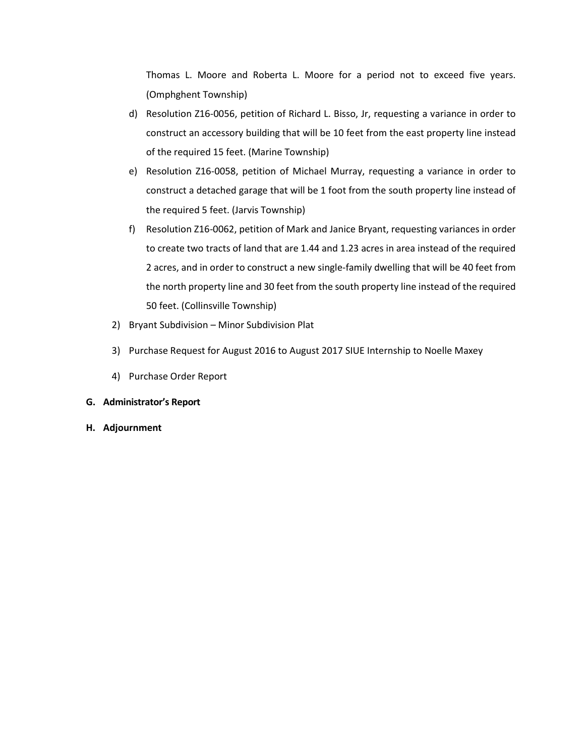Thomas L. Moore and Roberta L. Moore for a period not to exceed five years. (Omphghent Township)

  d) Resolution Z16-0056, petition of Richard L. Bisso, Jr, requesting a variance in order to construct an accessory building that will be 10 feet from the east property line instead of the required 15 feet. (Marine Township)

  e) Resolution Z16-0058, petition of Michael Murray, requesting a variance in order to construct a detached garage that will be 1 foot from the south property line instead of the required 5 feet. (Jarvis Township)

  f) Resolution Z16-0062, petition of Mark and Janice Bryant, requesting variances in order to create two tracts of land that are 1.44 and 1.23 acres in area instead of the required 2 acres, and in order to construct a new single-family dwelling that will be 40 feet from the north property line and 30 feet from the south property line instead of the required 50 feet. (Collinsville Township)

2) Bryant Subdivision – Minor Subdivision Plat

3) Purchase Request for August 2016 to August 2017 SIUE Internship to Noelle Maxey

4) Purchase Order Report

**G. Administrator's Report**

**H. Adjournment**